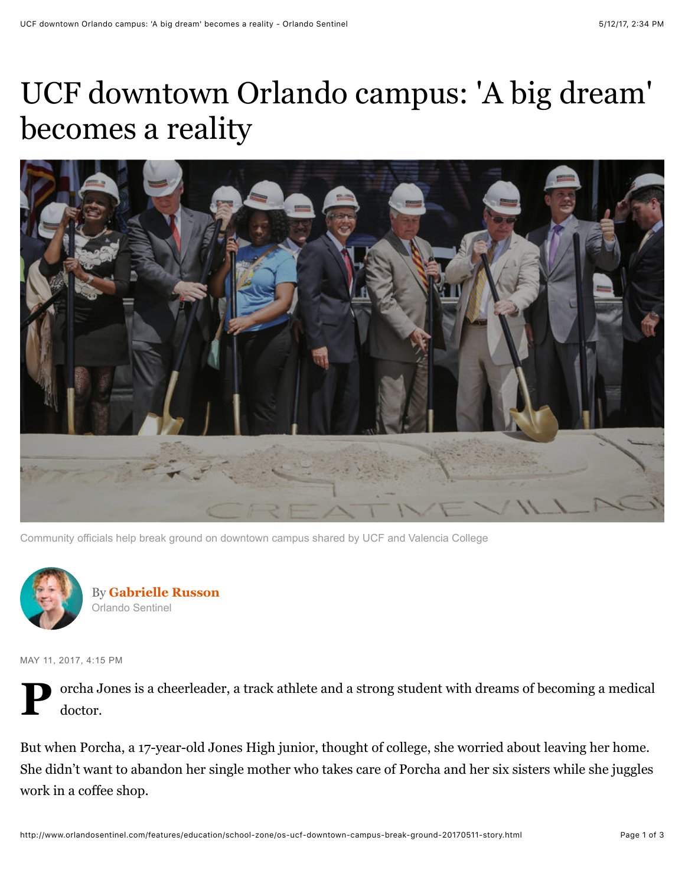# UCF downtown Orlando campus: 'A big dream' becomes a reality

Community officials help break ground on downtown campus shared by UCF and Valencia College

By **Gabrielle Russon**
Orlando Sentinel

MAY 11, 2017, 4:15 PM

Porcha Jones is a cheerleader, a track athlete and a strong student with dreams of becoming a medical doctor.

But when Porcha, a 17-year-old Jones High junior, thought of college, she worried about leaving her home. She didn't want to abandon her single mother who takes care of Porcha and her six sisters while she juggles work in a coffee shop.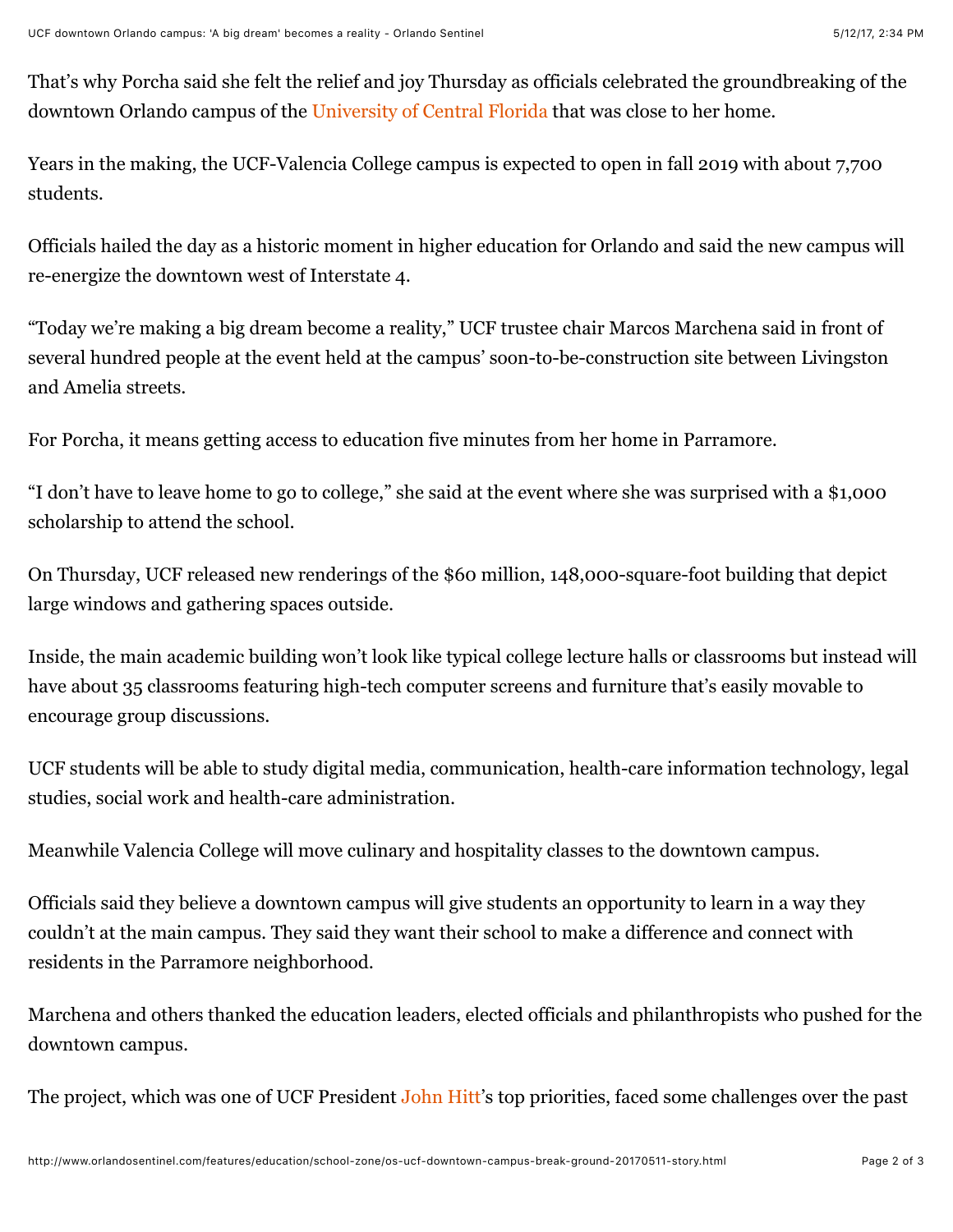That's why Porcha said she felt the relief and joy Thursday as officials celebrated the groundbreaking of the downtown Orlando campus of the University of Central Florida that was close to her home.

Years in the making, the UCF-Valencia College campus is expected to open in fall 2019 with about 7,700 students.

Officials hailed the day as a historic moment in higher education for Orlando and said the new campus will re-energize the downtown west of Interstate 4.

"Today we're making a big dream become a reality," UCF trustee chair Marcos Marchena said in front of several hundred people at the event held at the campus' soon-to-be-construction site between Livingston and Amelia streets.

For Porcha, it means getting access to education five minutes from her home in Parramore.

"I don't have to leave home to go to college," she said at the event where she was surprised with a $1,000 scholarship to attend the school.

On Thursday, UCF released new renderings of the $60 million, 148,000-square-foot building that depict large windows and gathering spaces outside.

Inside, the main academic building won't look like typical college lecture halls or classrooms but instead will have about 35 classrooms featuring high-tech computer screens and furniture that's easily movable to encourage group discussions.

UCF students will be able to study digital media, communication, health-care information technology, legal studies, social work and health-care administration.

Meanwhile Valencia College will move culinary and hospitality classes to the downtown campus.

Officials said they believe a downtown campus will give students an opportunity to learn in a way they couldn't at the main campus. They said they want their school to make a difference and connect with residents in the Parramore neighborhood.

Marchena and others thanked the education leaders, elected officials and philanthropists who pushed for the downtown campus.

The project, which was one of UCF President John Hitt's top priorities, faced some challenges over the past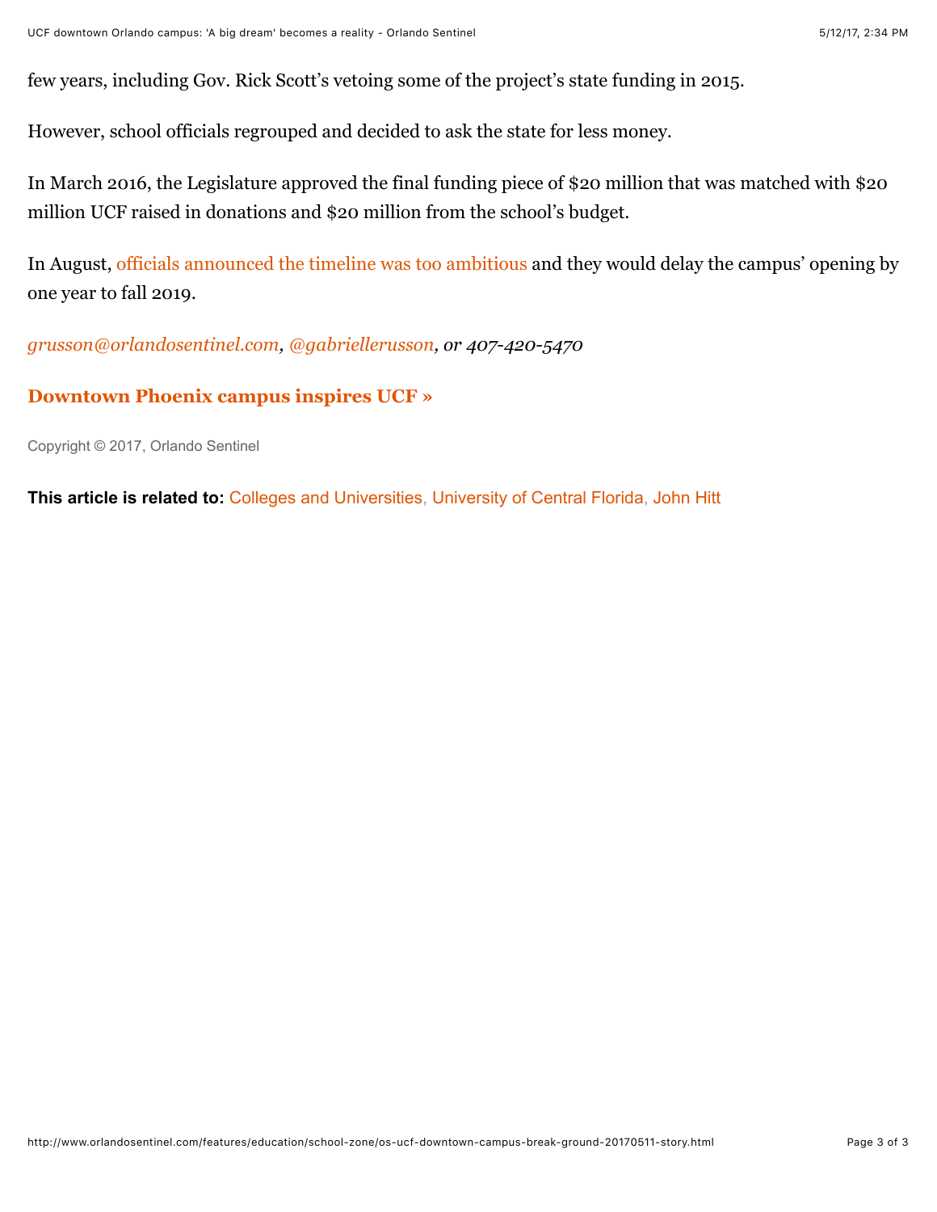few years, including Gov. Rick Scott's vetoing some of the project's state funding in 2015.

However, school officials regrouped and decided to ask the state for less money.

In March 2016, the Legislature approved the final funding piece of $20 million that was matched with $20 million UCF raised in donations and $20 million from the school's budget.

In August, officials announced the timeline was too ambitious and they would delay the campus' opening by one year to fall 2019.

*grusson@orlandosentinel.com, @gabriellerusson, or 407-420-5470*

**Downtown Phoenix campus inspires UCF »**

Copyright © 2017, Orlando Sentinel

**This article is related to:** Colleges and Universities, University of Central Florida, John Hitt